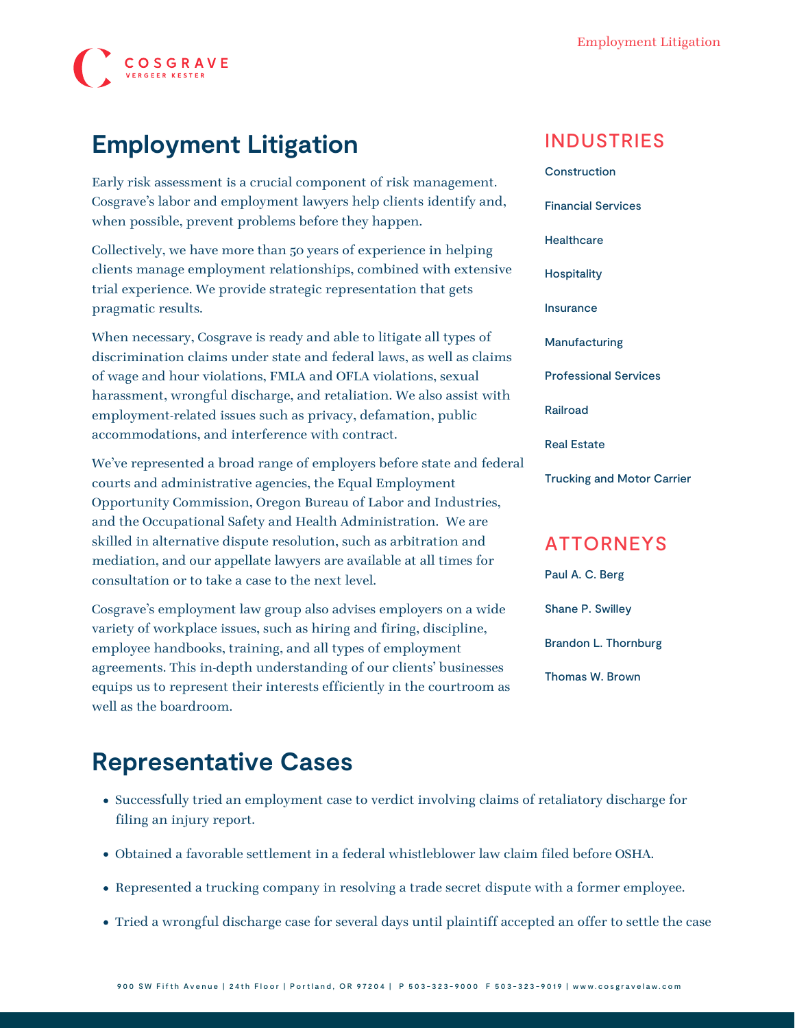# Employment Litigation

Early risk assessment is a crucial component of risk management. Cosgrave's labor and employment lawyers help clients identify and, when possible, prevent problems before they happen.

Collectively, we have more than 50 years of experience in helping clients manage employment relationships, combined with extensive trial experience. We provide strategic representation that gets pragmatic results.

When necessary, Cosgrave is ready and able to litigate all types of discrimination claims under state and federal laws, as well as claims of wage and hour violations, FMLA and OFLA violations, sexual harassment, wrongful discharge, and retaliation. We also assist with employment-related issues such as privacy, defamation, public accommodations, and interference with contract.

We've represented a broad range of employers before state and federal courts and administrative agencies, the Equal Employment Opportunity Commission, Oregon Bureau of Labor and Industries, and the Occupational Safety and Health Administration. We are skilled in alternative dispute resolution, such as arbitration and mediation, and our appellate lawyers are available at all times for consultation or to take a case to the next level.

Cosgrave's employment law group also advises employers on a wide variety of workplace issues, such as hiring and firing, discipline, employee handbooks, training, and all types of employment agreements. This in-depth understanding of our clients' businesses equips us to represent their interests efficiently in the courtroom as well as the boardroom.

## INDUSTRIES

Construction

Financial Services

Healthcare

Hospitality

Insurance

Manufacturing

Professional Services

Railroad

Real Estate

Trucking and Motor Carrier

## ATTORNEYS

Paul A. C. Berg

Shane P. Swilley

Brandon L. Thornburg

Thomas W. Brown

# Representative Cases

- Successfully tried an employment case to verdict involving claims of retaliatory discharge for filing an injury report.
- Obtained a favorable settlement in a federal whistleblower law claim filed before OSHA.
- Represented a trucking company in resolving a trade secret dispute with a former employee.
- Tried a wrongful discharge case for several days until plaintiff accepted an offer to settle the case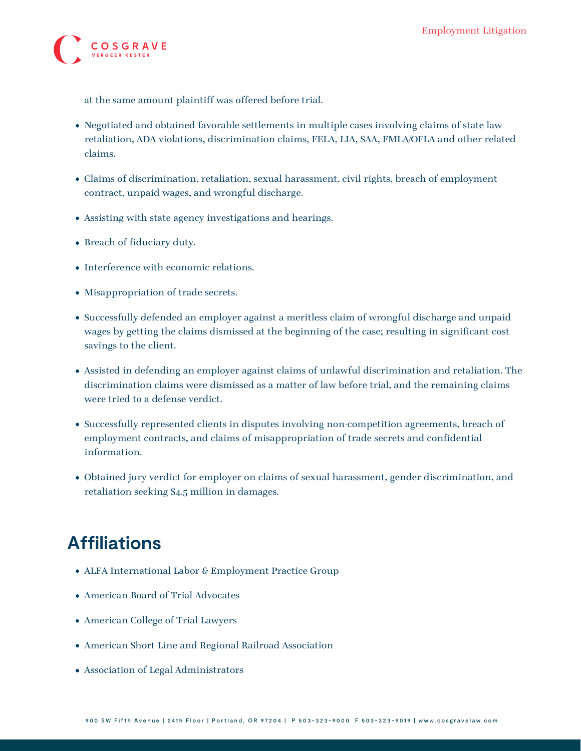at the same amount plaintiff was offered before trial.

- Negotiated and obtained favorable settlements in multiple cases involving claims of state law retaliation, ADA violations, discrimination claims, FELA, LIA, SAA, FMLA/OFLA and other related claims.
- Claims of discrimination, retaliation, sexual harassment, civil rights, breach of employment contract, unpaid wages, and wrongful discharge.
- Assisting with state agency investigations and hearings.
- Breach of fiduciary duty.
- Interference with economic relations.
- Misappropriation of trade secrets.
- Successfully defended an employer against a meritless claim of wrongful discharge and unpaid wages by getting the claims dismissed at the beginning of the case; resulting in significant cost savings to the client.
- Assisted in defending an employer against claims of unlawful discrimination and retaliation. The discrimination claims were dismissed as a matter of law before trial, and the remaining claims were tried to a defense verdict.
- Successfully represented clients in disputes involving non-competition agreements, breach of employment contracts, and claims of misappropriation of trade secrets and confidential information.
- Obtained jury verdict for employer on claims of sexual harassment, gender discrimination, and retaliation seeking $4.5 million in damages.

## Affiliations

- ALFA International Labor & Employment Practice Group
- American Board of Trial Advocates
- American College of Trial Lawyers
- American Short Line and Regional Railroad Association
- Association of Legal Administrators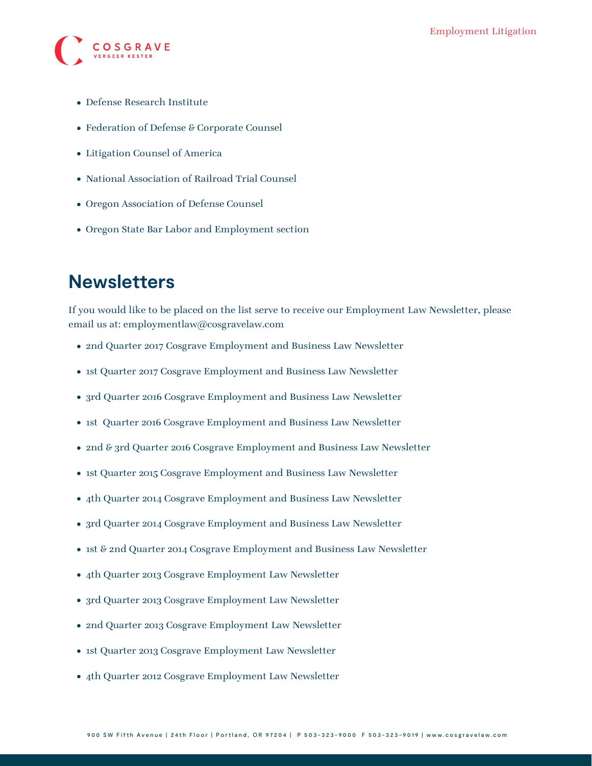- Defense Research Institute
- Federation of Defense & Corporate Counsel
- Litigation Counsel of America
- National Association of Railroad Trial Counsel
- Oregon Association of Defense Counsel
- Oregon State Bar Labor and Employment section

## Newsletters

If you would like to be placed on the list serve to receive our Employment Law Newsletter, please email us at: employmentlaw@cosgravelaw.com

- 2nd Quarter 2017 Cosgrave Employment and Business Law Newsletter
- 1st Quarter 2017 Cosgrave Employment and Business Law Newsletter
- 3rd Quarter 2016 Cosgrave Employment and Business Law Newsletter
- 1st Quarter 2016 Cosgrave Employment and Business Law Newsletter
- 2nd & 3rd Quarter 2016 Cosgrave Employment and Business Law Newsletter
- 1st Quarter 2015 Cosgrave Employment and Business Law Newsletter
- 4th Quarter 2014 Cosgrave Employment and Business Law Newsletter
- 3rd Quarter 2014 Cosgrave Employment and Business Law Newsletter
- 1st & 2nd Quarter 2014 Cosgrave Employment and Business Law Newsletter
- 4th Quarter 2013 Cosgrave Employment Law Newsletter
- 3rd Quarter 2013 Cosgrave Employment Law Newsletter
- 2nd Quarter 2013 Cosgrave Employment Law Newsletter
- 1st Quarter 2013 Cosgrave Employment Law Newsletter
- 4th Quarter 2012 Cosgrave Employment Law Newsletter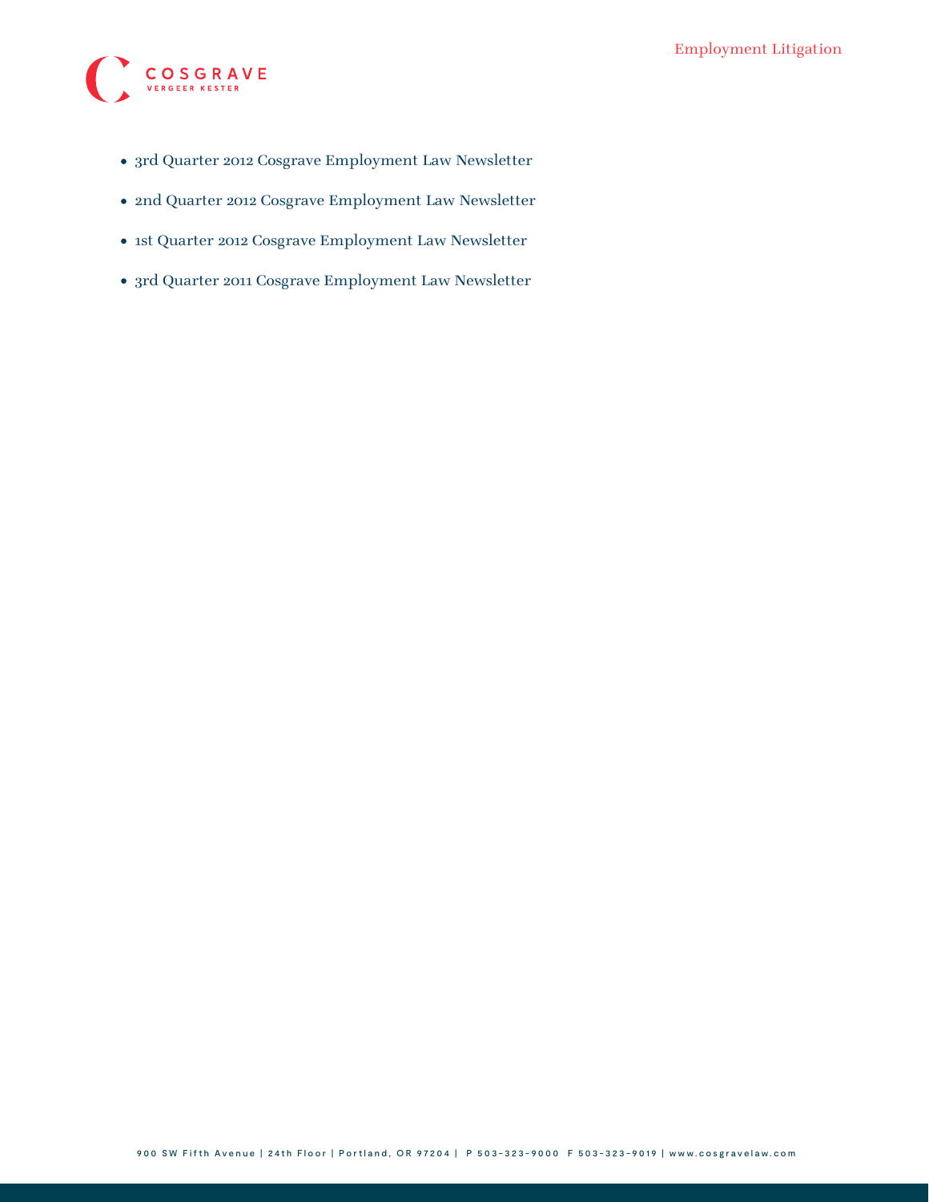- 3rd Quarter 2012 Cosgrave Employment Law Newsletter
- 2nd Quarter 2012 Cosgrave Employment Law Newsletter
- 1st Quarter 2012 Cosgrave Employment Law Newsletter
- 3rd Quarter 2011 Cosgrave Employment Law Newsletter